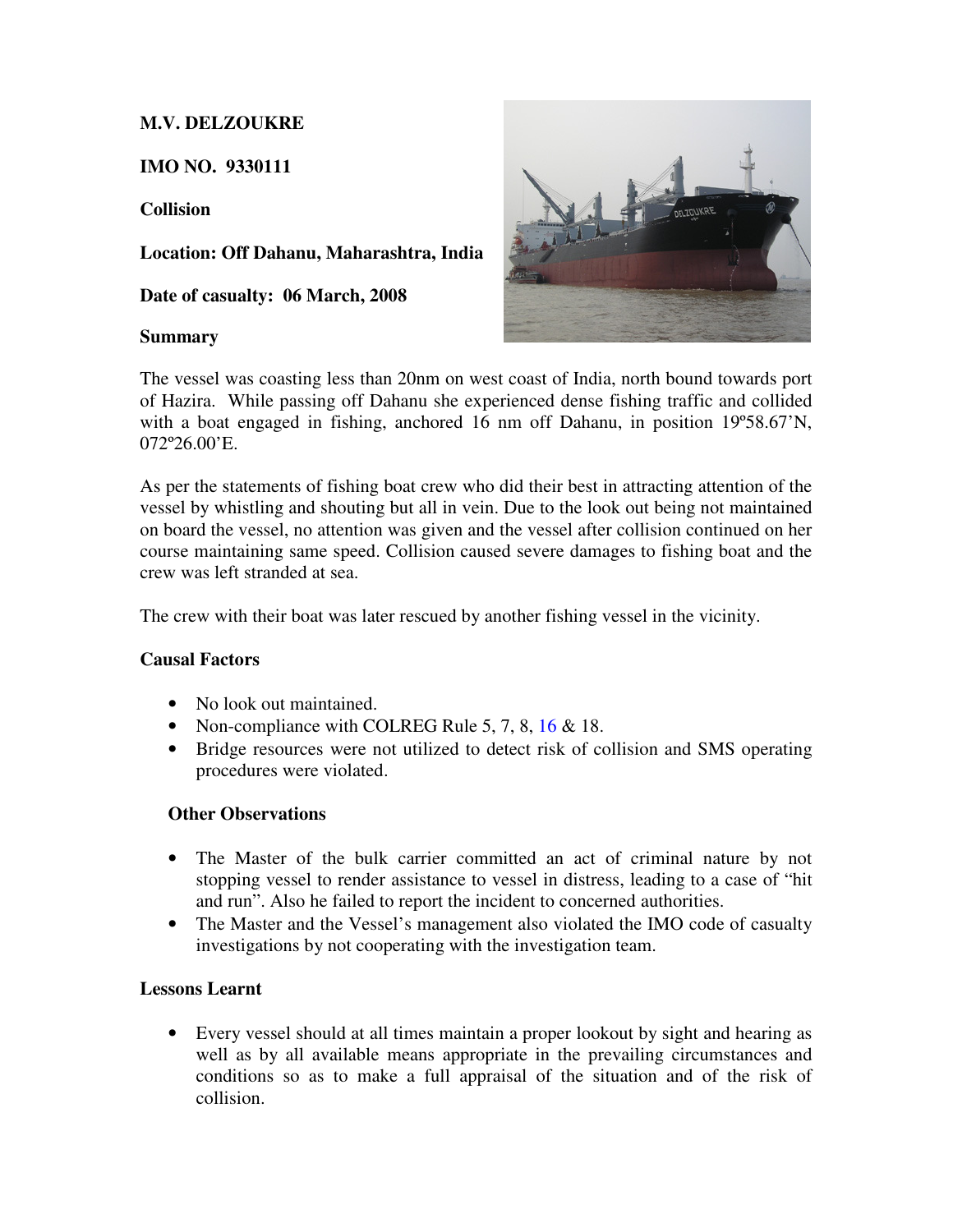**M.V. DELZOUKRE**

**IMO NO. 9330111**

**Collision**

**Location: Off Dahanu, Maharashtra, India**

**Date of casualty: 06 March, 2008**

**Summary**

The vessel was coasting less than 20nm on west coast of India, north bound towards port of Hazira. While passing off Dahanu she experienced dense fishing traffic and collided with a boat engaged in fishing, anchored 16 nm off Dahanu, in position 19º58.67'N, 072º26.00'E.

As per the statements of fishing boat crew who did their best in attracting attention of the vessel by whistling and shouting but all in vein. Due to the look out being not maintained on board the vessel, no attention was given and the vessel after collision continued on her course maintaining same speed. Collision caused severe damages to fishing boat and the crew was left stranded at sea.

The crew with their boat was later rescued by another fishing vessel in the vicinity.

**Causal Factors**

- No look out maintained.
- Non-compliance with COLREG Rule 5, 7, 8, 16 & 18.
- Bridge resources were not utilized to detect risk of collision and SMS operating procedures were violated.

**Other Observations**

- The Master of the bulk carrier committed an act of criminal nature by not stopping vessel to render assistance to vessel in distress, leading to a case of "hit and run". Also he failed to report the incident to concerned authorities.
- The Master and the Vessel's management also violated the IMO code of casualty investigations by not cooperating with the investigation team.

**Lessons Learnt**

- Every vessel should at all times maintain a proper lookout by sight and hearing as well as by all available means appropriate in the prevailing circumstances and conditions so as to make a full appraisal of the situation and of the risk of collision.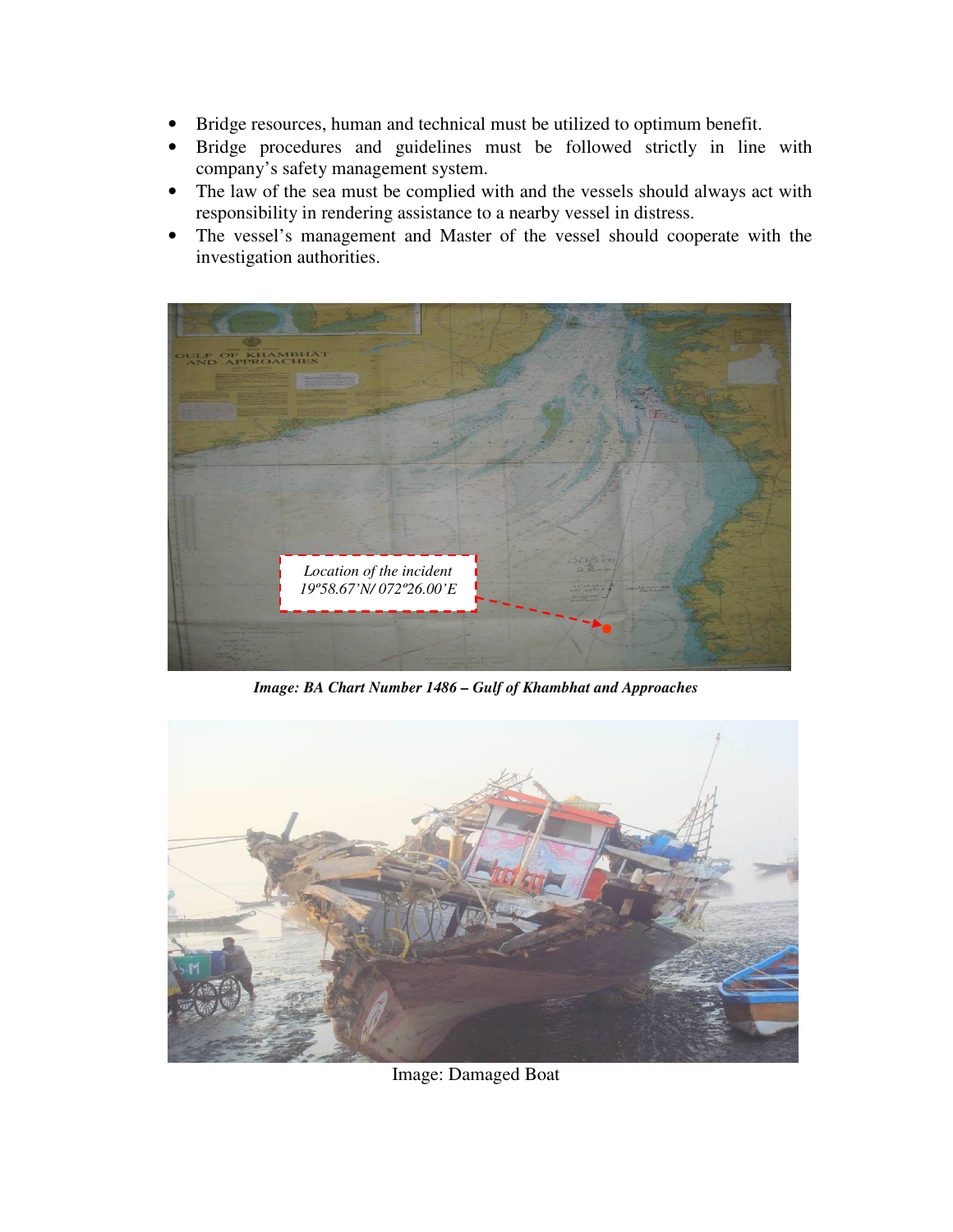- Bridge resources, human and technical must be utilized to optimum benefit.
- Bridge procedures and guidelines must be followed strictly in line with company's safety management system.
- The law of the sea must be complied with and the vessels should always act with responsibility in rendering assistance to a nearby vessel in distress.
- The vessel's management and Master of the vessel should cooperate with the investigation authorities.

*Location of the incident*
*19º58.67'N/ 072º26.00'E*

***Image: BA Chart Number 1486 – Gulf of Khambhat and Approaches***

Image: Damaged Boat